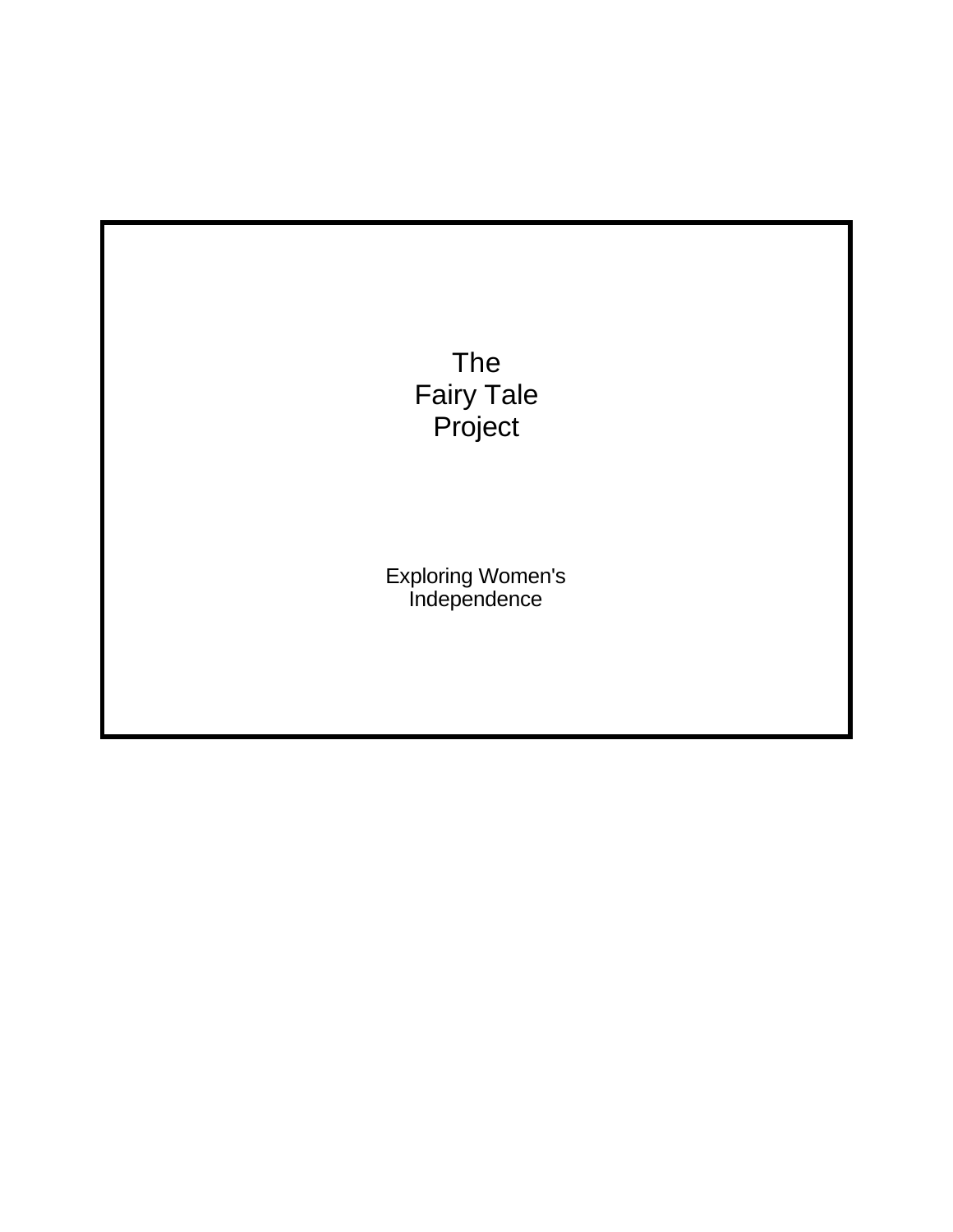# The Fairy Tale Project

Exploring Women's Independence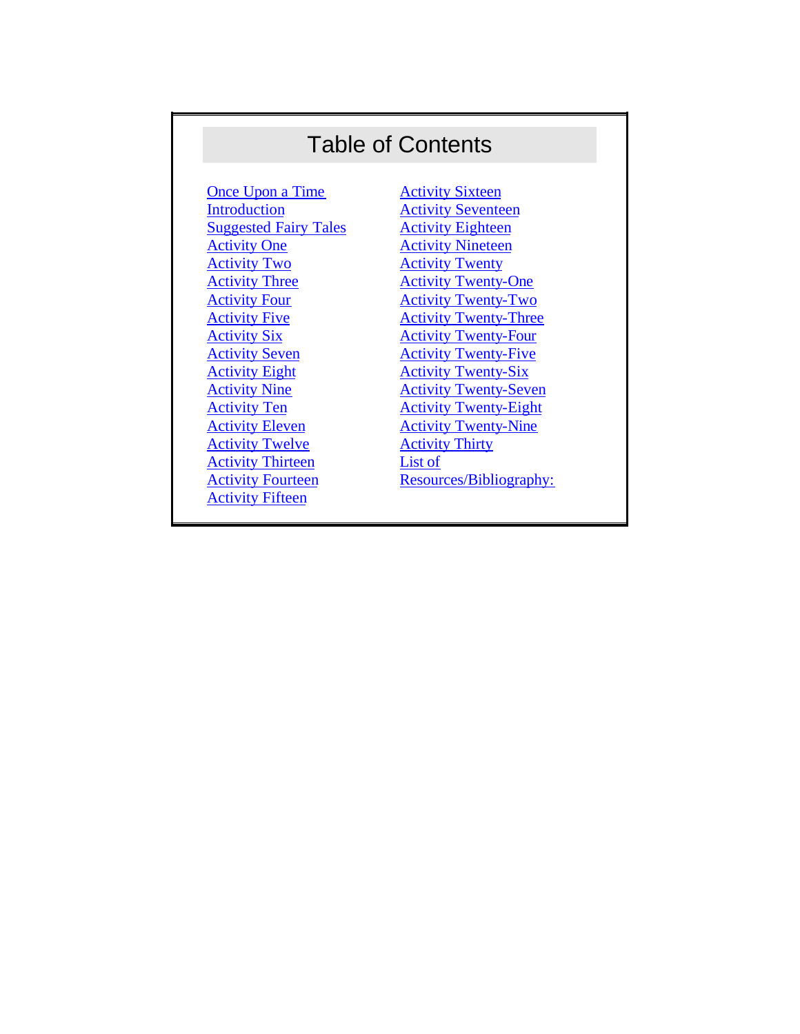# Table of Contents

- Once Upon a Time
- Introduction
- Suggested Fairy Tales
- Activity One
- Activity Two
- Activity Three
- Activity Four
- Activity Five
- Activity Six
- Activity Seven
- Activity Eight
- Activity Nine
- Activity Ten
- Activity Eleven
- Activity Twelve
- Activity Thirteen
- Activity Fourteen
- Activity Fifteen
- Activity Sixteen
- Activity Seventeen
- Activity Eighteen
- Activity Nineteen
- Activity Twenty
- Activity Twenty-One
- Activity Twenty-Two
- Activity Twenty-Three
- Activity Twenty-Four
- Activity Twenty-Five
- Activity Twenty-Six
- Activity Twenty-Seven
- Activity Twenty-Eight
- Activity Twenty-Nine
- Activity Thirty
- List of Resources/Bibliography: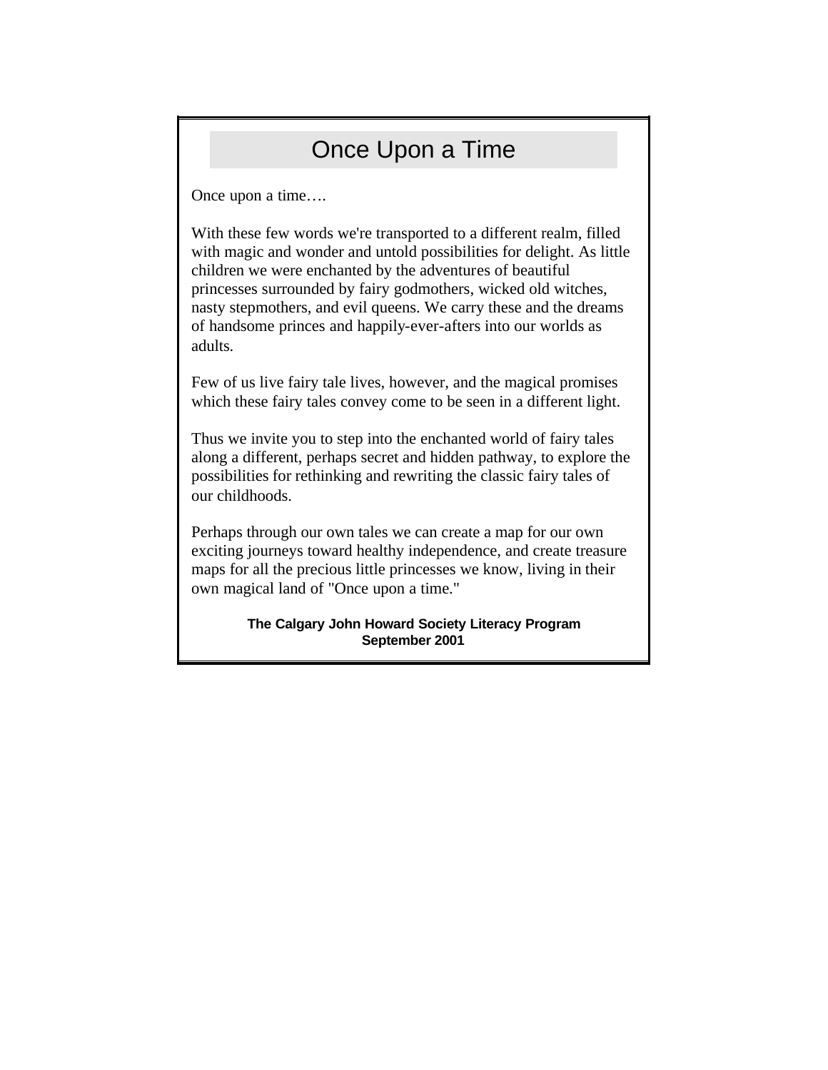# Once Upon a Time

Once upon a time….

With these few words we're transported to a different realm, filled with magic and wonder and untold possibilities for delight. As little children we were enchanted by the adventures of beautiful princesses surrounded by fairy godmothers, wicked old witches, nasty stepmothers, and evil queens. We carry these and the dreams of handsome princes and happily-ever-afters into our worlds as adults.

Few of us live fairy tale lives, however, and the magical promises which these fairy tales convey come to be seen in a different light.

Thus we invite you to step into the enchanted world of fairy tales along a different, perhaps secret and hidden pathway, to explore the possibilities for rethinking and rewriting the classic fairy tales of our childhoods.

Perhaps through our own tales we can create a map for our own exciting journeys toward healthy independence, and create treasure maps for all the precious little princesses we know, living in their own magical land of "Once upon a time."

**The Calgary John Howard Society Literacy Program**
**September 2001**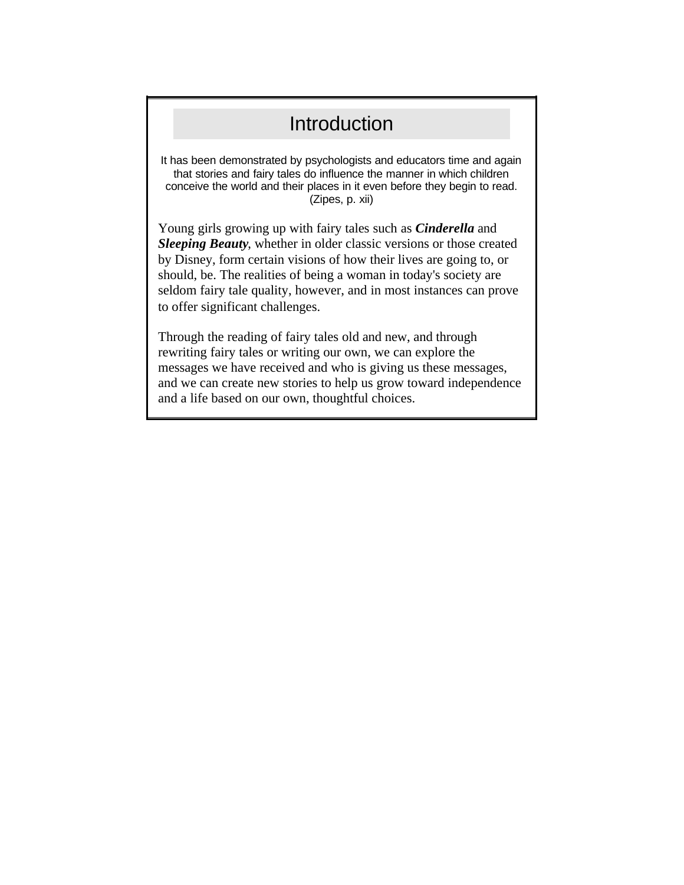# Introduction

> It has been demonstrated by psychologists and educators time and again that stories and fairy tales do influence the manner in which children conceive the world and their places in it even before they begin to read. (Zipes, p. xii)

Young girls growing up with fairy tales such as ***Cinderella*** and ***Sleeping Beauty***, whether in older classic versions or those created by Disney, form certain visions of how their lives are going to, or should, be. The realities of being a woman in today's society are seldom fairy tale quality, however, and in most instances can prove to offer significant challenges.

Through the reading of fairy tales old and new, and through rewriting fairy tales or writing our own, we can explore the messages we have received and who is giving us these messages, and we can create new stories to help us grow toward independence and a life based on our own, thoughtful choices.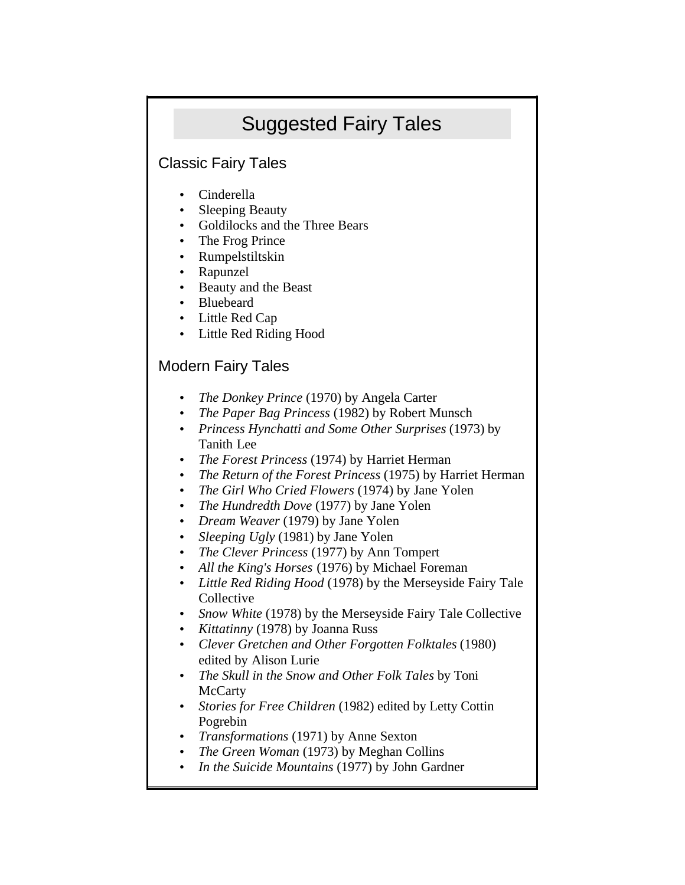# Suggested Fairy Tales

## Classic Fairy Tales

- Cinderella
- Sleeping Beauty
- Goldilocks and the Three Bears
- The Frog Prince
- Rumpelstiltskin
- Rapunzel
- Beauty and the Beast
- Bluebeard
- Little Red Cap
- Little Red Riding Hood

## Modern Fairy Tales

- *The Donkey Prince* (1970) by Angela Carter
- *The Paper Bag Princess* (1982) by Robert Munsch
- *Princess Hynchatti and Some Other Surprises* (1973) by Tanith Lee
- *The Forest Princess* (1974) by Harriet Herman
- *The Return of the Forest Princess* (1975) by Harriet Herman
- *The Girl Who Cried Flowers* (1974) by Jane Yolen
- *The Hundredth Dove* (1977) by Jane Yolen
- *Dream Weaver* (1979) by Jane Yolen
- *Sleeping Ugly* (1981) by Jane Yolen
- *The Clever Princess* (1977) by Ann Tompert
- *All the King's Horses* (1976) by Michael Foreman
- *Little Red Riding Hood* (1978) by the Merseyside Fairy Tale Collective
- *Snow White* (1978) by the Merseyside Fairy Tale Collective
- *Kittatinny* (1978) by Joanna Russ
- *Clever Gretchen and Other Forgotten Folktales* (1980) edited by Alison Lurie
- *The Skull in the Snow and Other Folk Tales* by Toni McCarty
- *Stories for Free Children* (1982) edited by Letty Cottin Pogrebin
- *Transformations* (1971) by Anne Sexton
- *The Green Woman* (1973) by Meghan Collins
- *In the Suicide Mountains* (1977) by John Gardner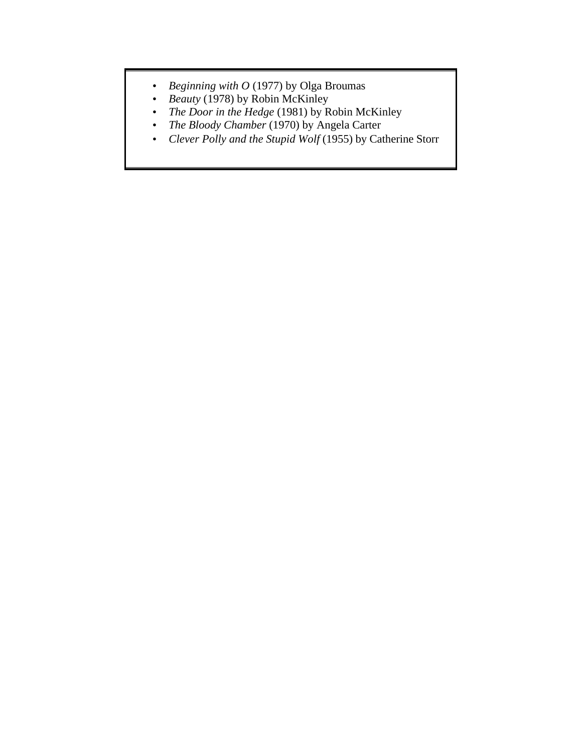- *Beginning with O* (1977) by Olga Broumas
- *Beauty* (1978) by Robin McKinley
- *The Door in the Hedge* (1981) by Robin McKinley
- *The Bloody Chamber* (1970) by Angela Carter
- *Clever Polly and the Stupid Wolf* (1955) by Catherine Storr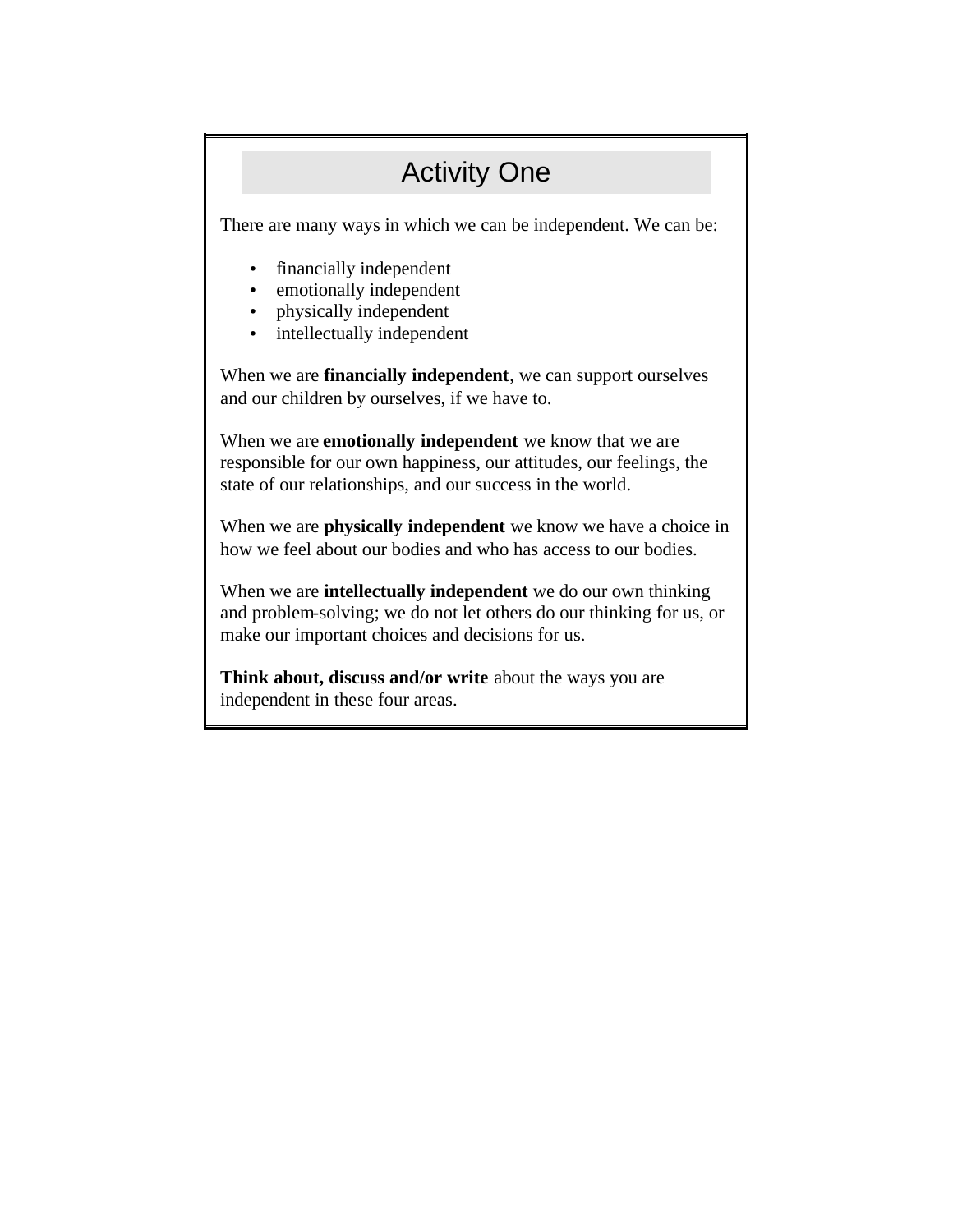## Activity One

There are many ways in which we can be independent. We can be:

- financially independent
- emotionally independent
- physically independent
- intellectually independent

When we are **financially independent**, we can support ourselves and our children by ourselves, if we have to.

When we are **emotionally independent** we know that we are responsible for our own happiness, our attitudes, our feelings, the state of our relationships, and our success in the world.

When we are **physically independent** we know we have a choice in how we feel about our bodies and who has access to our bodies.

When we are **intellectually independent** we do our own thinking and problem-solving; we do not let others do our thinking for us, or make our important choices and decisions for us.

**Think about, discuss and/or write** about the ways you are independent in these four areas.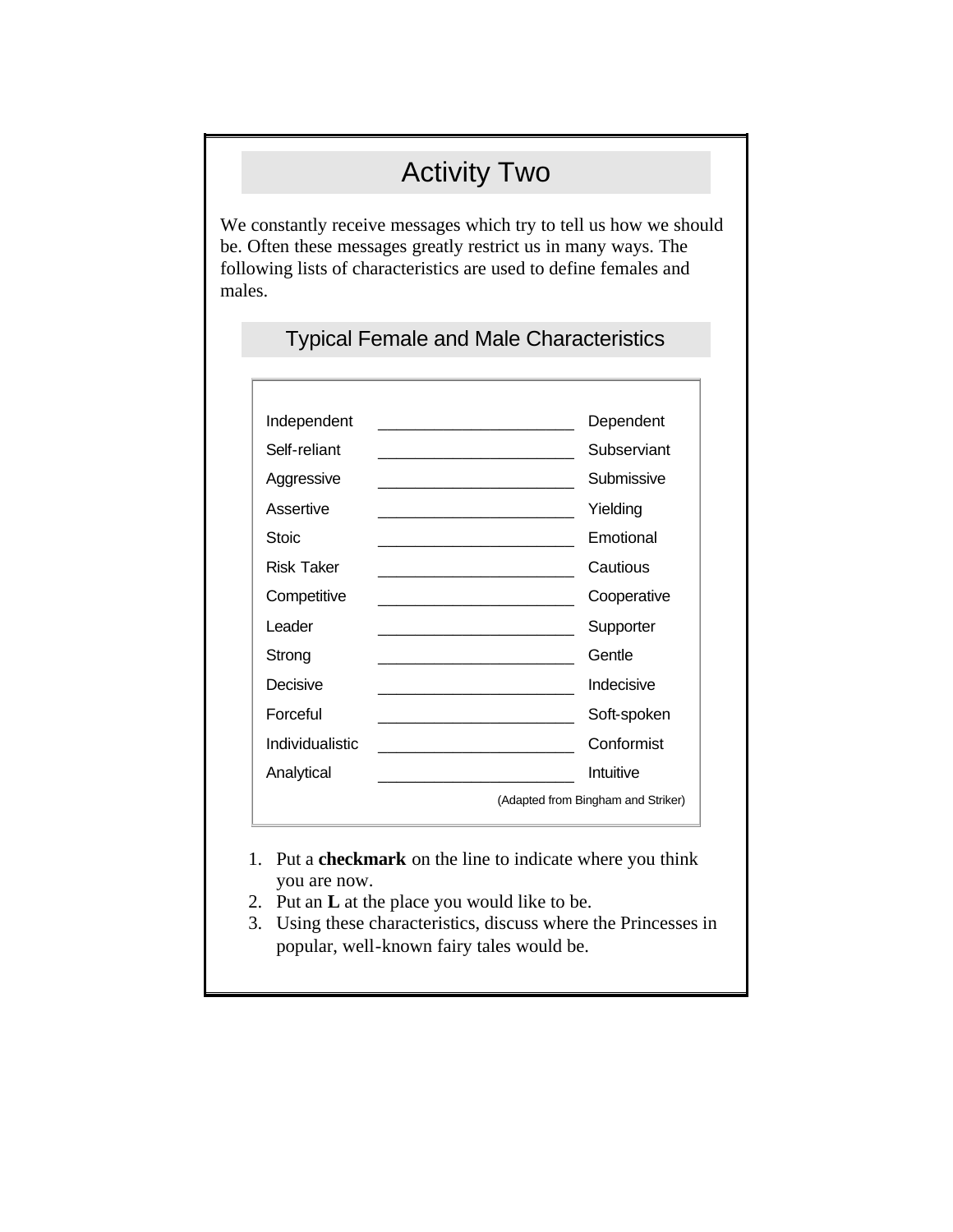# Activity Two

We constantly receive messages which try to tell us how we should be. Often these messages greatly restrict us in many ways. The following lists of characteristics are used to define females and males.

## Typical Female and Male Characteristics

| | | |
|---|---|---|
| Independent | ______________________ | Dependent |
| Self-reliant | ______________________ | Subserviant |
| Aggressive | ______________________ | Submissive |
| Assertive | ______________________ | Yielding |
| Stoic | ______________________ | Emotional |
| Risk Taker | ______________________ | Cautious |
| Competitive | ______________________ | Cooperative |
| Leader | ______________________ | Supporter |
| Strong | ______________________ | Gentle |
| Decisive | ______________________ | Indecisive |
| Forceful | ______________________ | Soft-spoken |
| Individualistic | ______________________ | Conformist |
| Analytical | ______________________ | Intuitive |

(Adapted from Bingham and Striker)

1. Put a **checkmark** on the line to indicate where you think you are now.
2. Put an **L** at the place you would like to be.
3. Using these characteristics, discuss where the Princesses in popular, well-known fairy tales would be.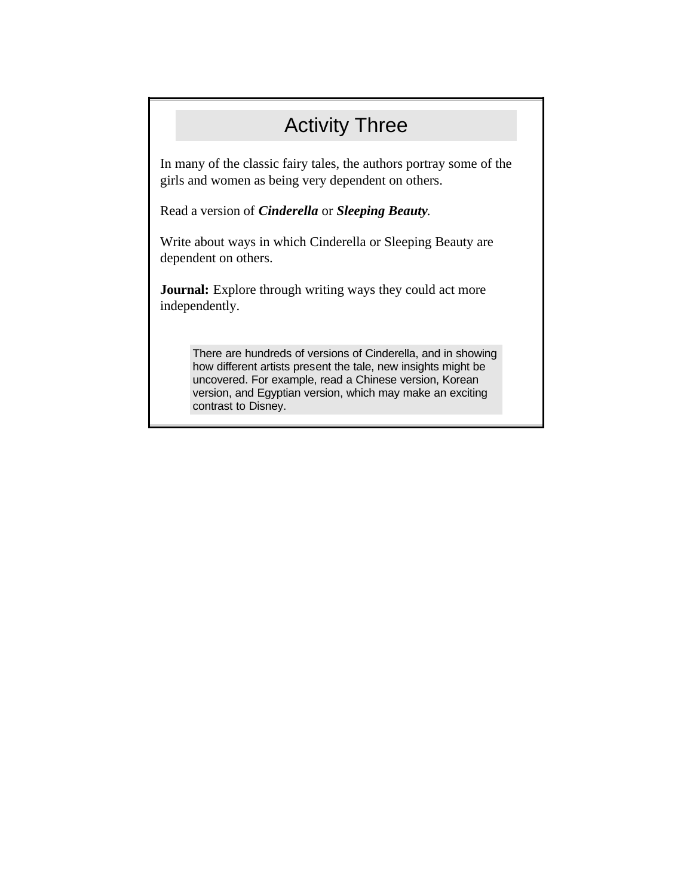## Activity Three

In many of the classic fairy tales, the authors portray some of the girls and women as being very dependent on others.

Read a version of ***Cinderella*** or ***Sleeping Beauty***.

Write about ways in which Cinderella or Sleeping Beauty are dependent on others.

**Journal:** Explore through writing ways they could act more independently.

> There are hundreds of versions of Cinderella, and in showing how different artists present the tale, new insights might be uncovered. For example, read a Chinese version, Korean version, and Egyptian version, which may make an exciting contrast to Disney.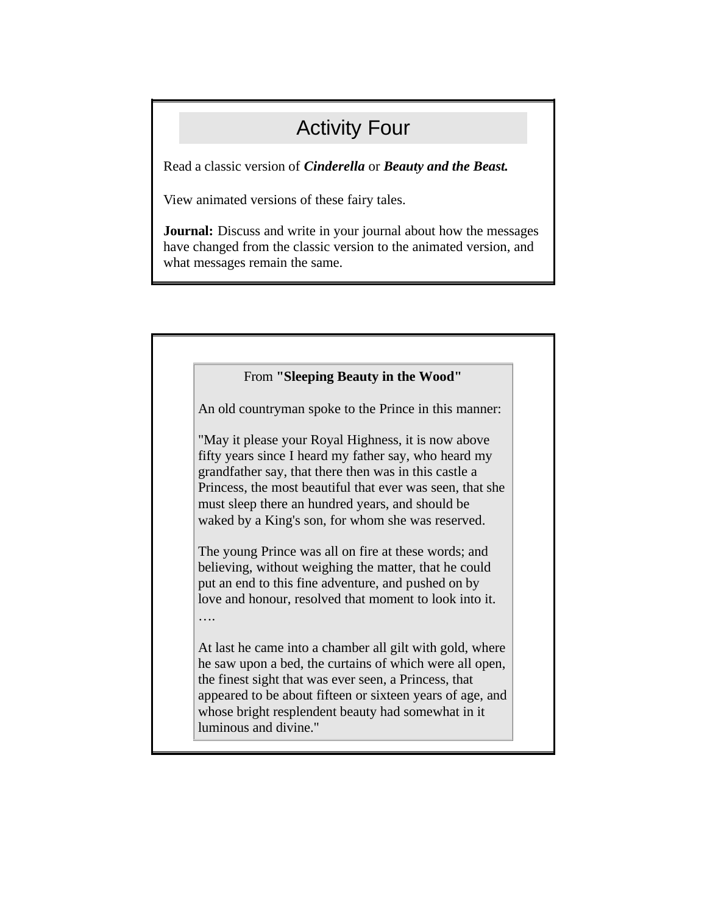## Activity Four

Read a classic version of ***Cinderella*** or ***Beauty and the Beast.***

View animated versions of these fairy tales.

**Journal:** Discuss and write in your journal about how the messages have changed from the classic version to the animated version, and what messages remain the same.

From **"Sleeping Beauty in the Wood"**

An old countryman spoke to the Prince in this manner:

"May it please your Royal Highness, it is now above fifty years since I heard my father say, who heard my grandfather say, that there then was in this castle a Princess, the most beautiful that ever was seen, that she must sleep there an hundred years, and should be waked by a King's son, for whom she was reserved.

The young Prince was all on fire at these words; and believing, without weighing the matter, that he could put an end to this fine adventure, and pushed on by love and honour, resolved that moment to look into it. ….

At last he came into a chamber all gilt with gold, where he saw upon a bed, the curtains of which were all open, the finest sight that was ever seen, a Princess, that appeared to be about fifteen or sixteen years of age, and whose bright resplendent beauty had somewhat in it luminous and divine."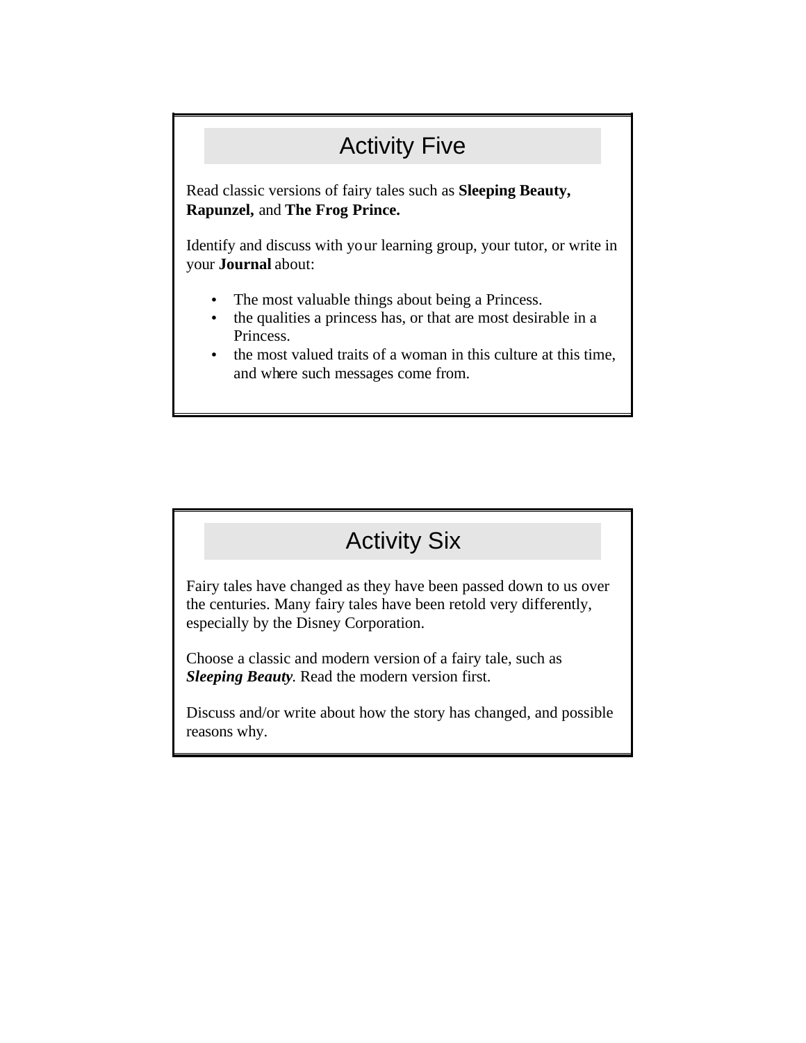## Activity Five

Read classic versions of fairy tales such as **Sleeping Beauty, Rapunzel,** and **The Frog Prince.**

Identify and discuss with your learning group, your tutor, or write in your **Journal** about:

- The most valuable things about being a Princess.
- the qualities a princess has, or that are most desirable in a Princess.
- the most valued traits of a woman in this culture at this time, and where such messages come from.

## Activity Six

Fairy tales have changed as they have been passed down to us over the centuries. Many fairy tales have been retold very differently, especially by the Disney Corporation.

Choose a classic and modern version of a fairy tale, such as ***Sleeping Beauty***. Read the modern version first.

Discuss and/or write about how the story has changed, and possible reasons why.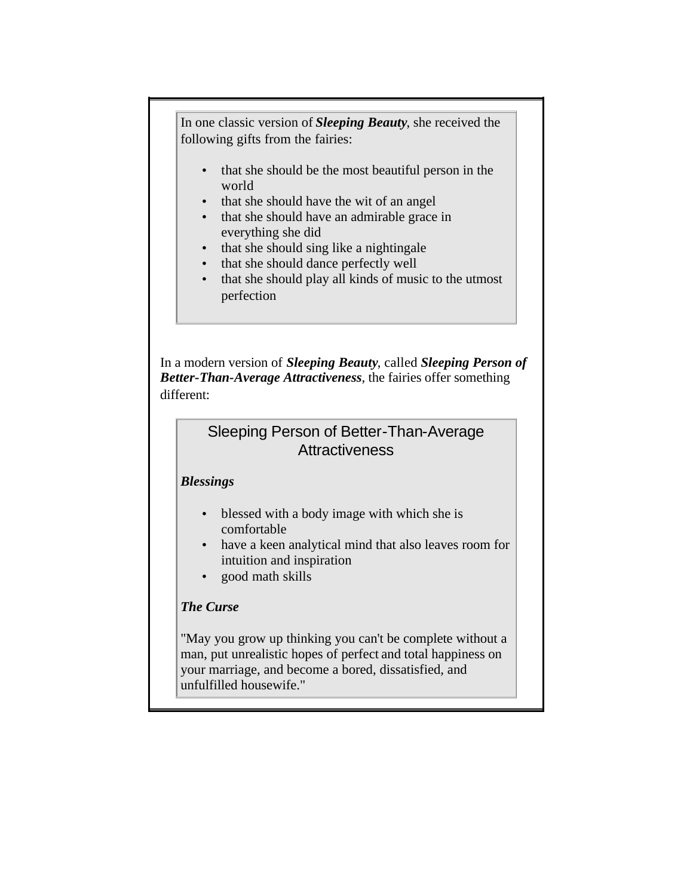In one classic version of ***Sleeping Beauty***, she received the following gifts from the fairies:

- that she should be the most beautiful person in the world
- that she should have the wit of an angel
- that she should have an admirable grace in everything she did
- that she should sing like a nightingale
- that she should dance perfectly well
- that she should play all kinds of music to the utmost perfection

In a modern version of ***Sleeping Beauty***, called ***Sleeping Person of Better-Than-Average Attractiveness***, the fairies offer something different:

## Sleeping Person of Better-Than-Average Attractiveness

***Blessings***

- blessed with a body image with which she is comfortable
- have a keen analytical mind that also leaves room for intuition and inspiration
- good math skills

***The Curse***

"May you grow up thinking you can't be complete without a man, put unrealistic hopes of perfect and total happiness on your marriage, and become a bored, dissatisfied, and unfulfilled housewife."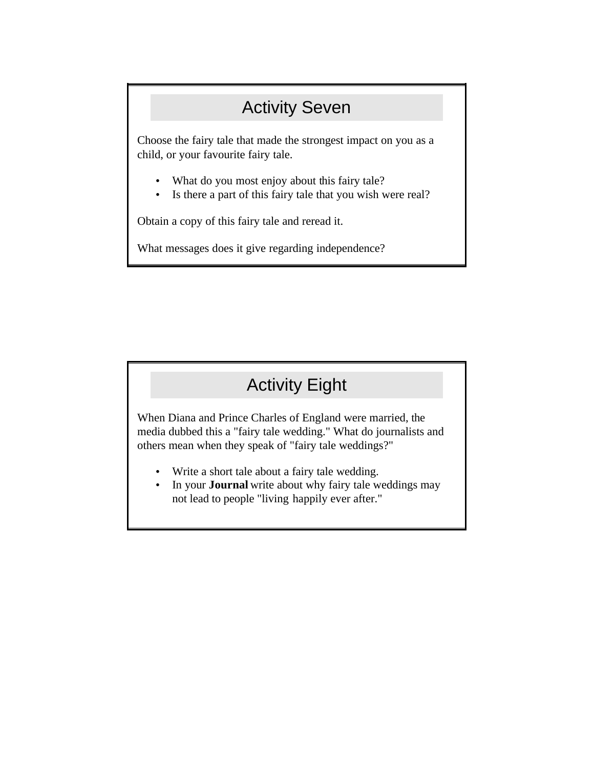## Activity Seven

Choose the fairy tale that made the strongest impact on you as a child, or your favourite fairy tale.

- What do you most enjoy about this fairy tale?
- Is there a part of this fairy tale that you wish were real?

Obtain a copy of this fairy tale and reread it.

What messages does it give regarding independence?

## Activity Eight

When Diana and Prince Charles of England were married, the media dubbed this a "fairy tale wedding." What do journalists and others mean when they speak of "fairy tale weddings?"

- Write a short tale about a fairy tale wedding.
- In your **Journal** write about why fairy tale weddings may not lead to people "living happily ever after."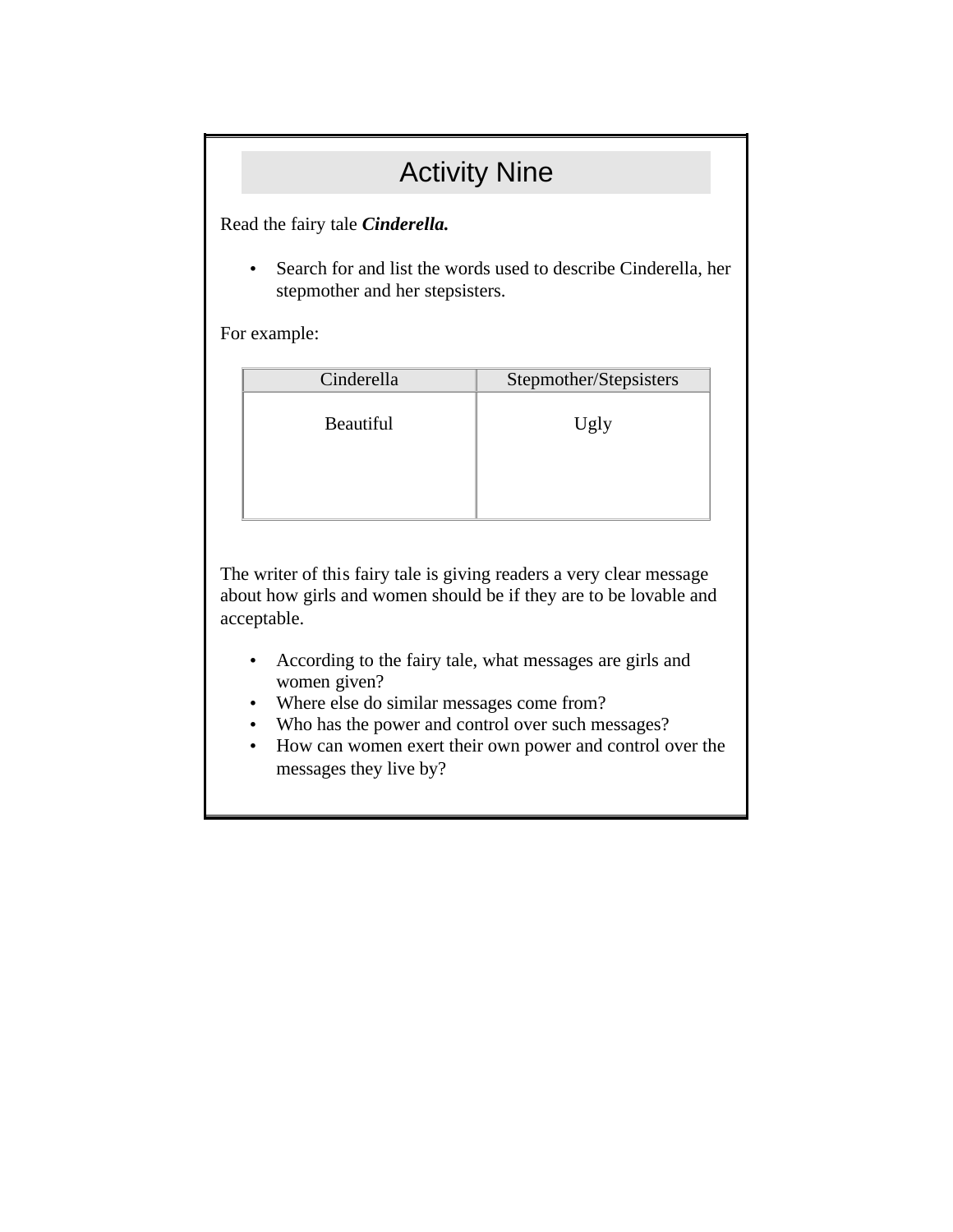# Activity Nine

Read the fairy tale ***Cinderella.***

- Search for and list the words used to describe Cinderella, her stepmother and her stepsisters.

For example:

| Cinderella | Stepmother/Stepsisters |
|---|---|
| Beautiful | Ugly |

The writer of this fairy tale is giving readers a very clear message about how girls and women should be if they are to be lovable and acceptable.

- According to the fairy tale, what messages are girls and women given?
- Where else do similar messages come from?
- Who has the power and control over such messages?
- How can women exert their own power and control over the messages they live by?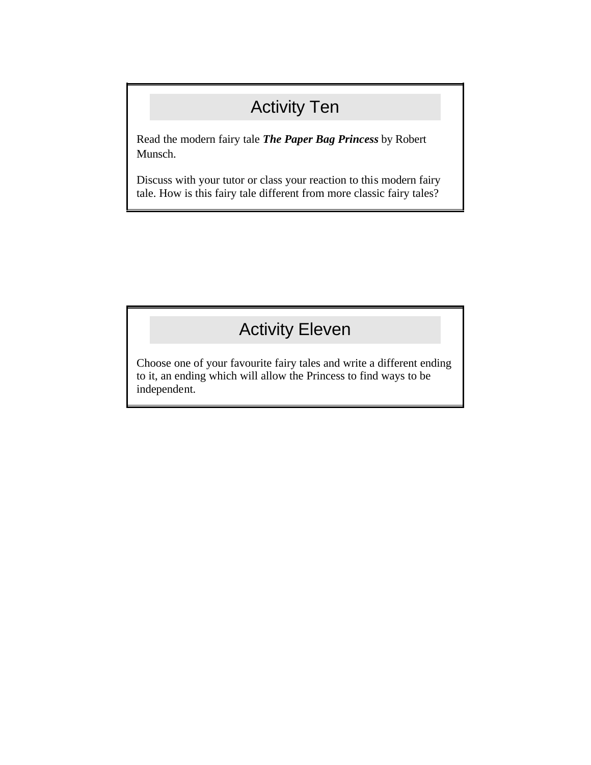## Activity Ten

Read the modern fairy tale ***The Paper Bag Princess*** by Robert Munsch.

Discuss with your tutor or class your reaction to this modern fairy tale. How is this fairy tale different from more classic fairy tales?

## Activity Eleven

Choose one of your favourite fairy tales and write a different ending to it, an ending which will allow the Princess to find ways to be independent.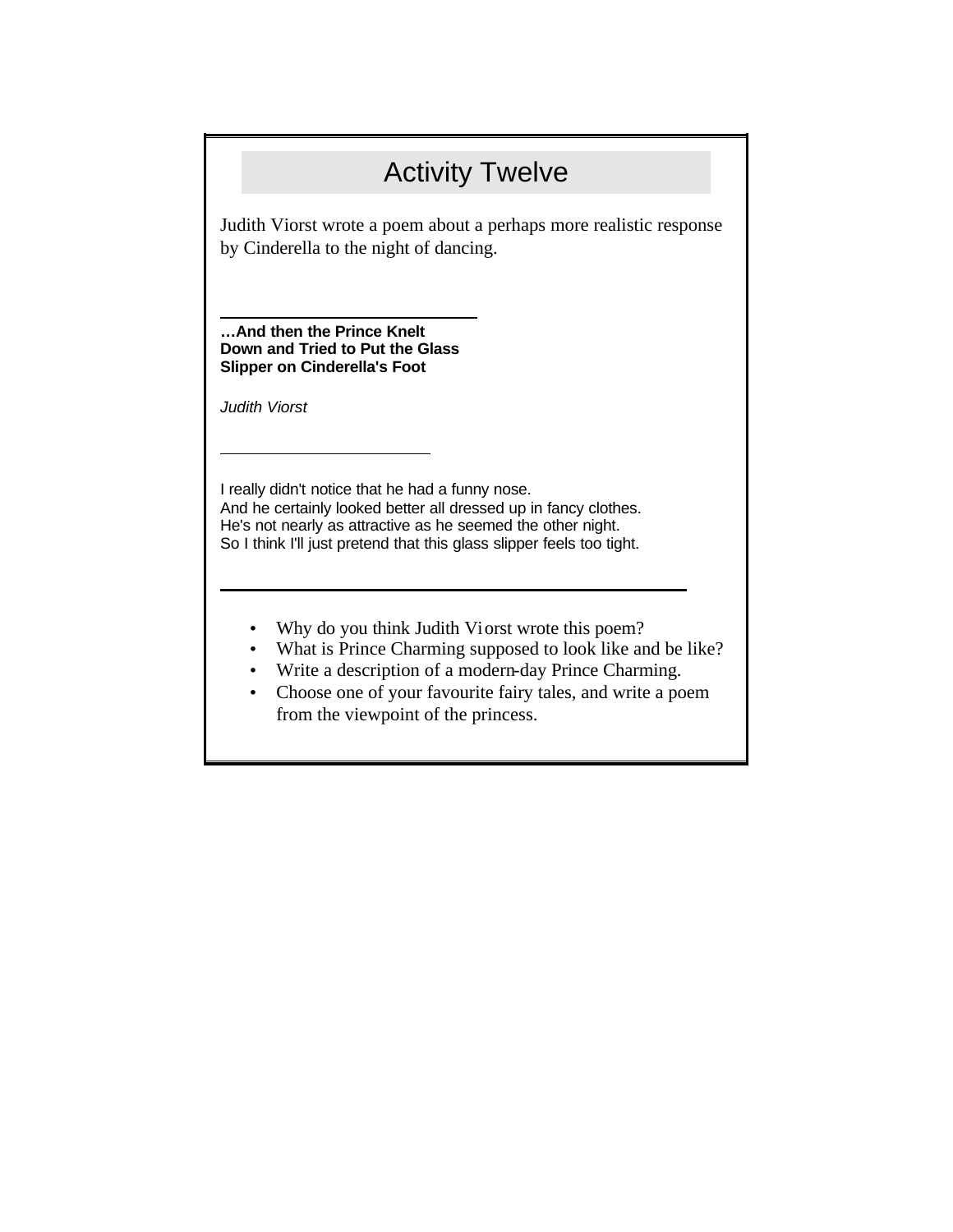# Activity Twelve

Judith Viorst wrote a poem about a perhaps more realistic response by Cinderella to the night of dancing.

**…And then the Prince Knelt Down and Tried to Put the Glass Slipper on Cinderella's Foot**

*Judith Viorst*

I really didn't notice that he had a funny nose.
And he certainly looked better all dressed up in fancy clothes.
He's not nearly as attractive as he seemed the other night.
So I think I'll just pretend that this glass slipper feels too tight.

- Why do you think Judith Viorst wrote this poem?
- What is Prince Charming supposed to look like and be like?
- Write a description of a modern-day Prince Charming.
- Choose one of your favourite fairy tales, and write a poem from the viewpoint of the princess.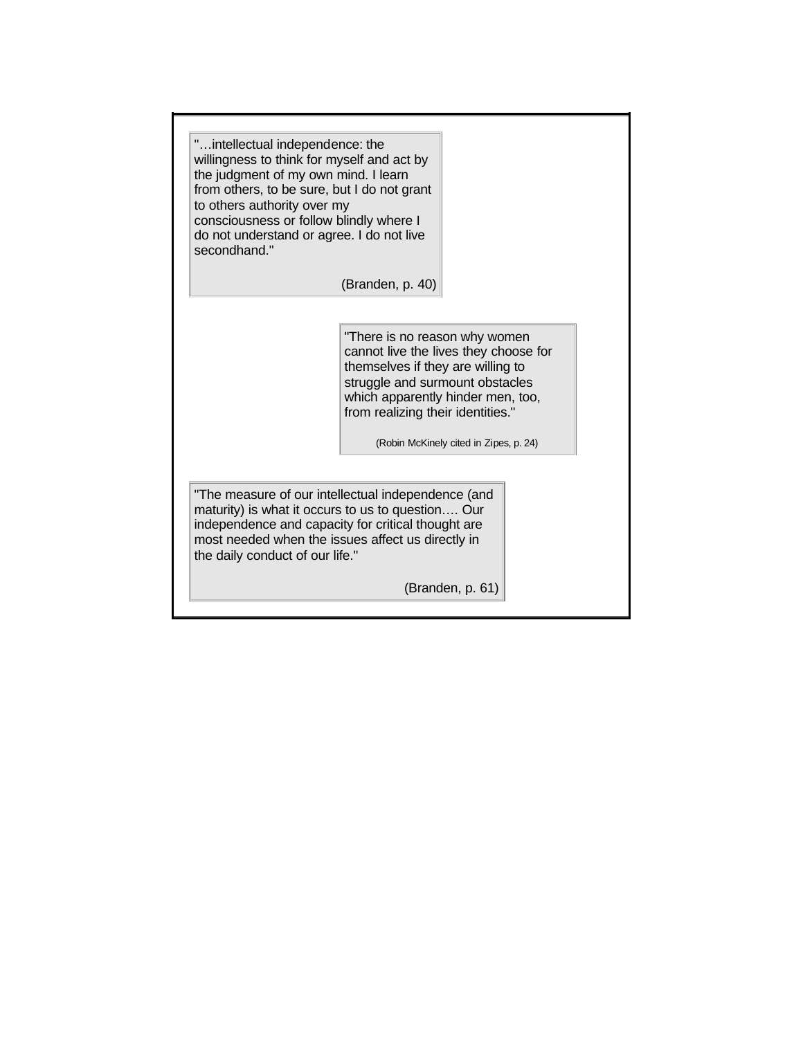> "…intellectual independence: the willingness to think for myself and act by the judgment of my own mind. I learn from others, to be sure, but I do not grant to others authority over my consciousness or follow blindly where I do not understand or agree. I do not live secondhand."
>
> (Branden, p. 40)

> "There is no reason why women cannot live the lives they choose for themselves if they are willing to struggle and surmount obstacles which apparently hinder men, too, from realizing their identities."
>
> (Robin McKinely cited in Zipes, p. 24)

> "The measure of our intellectual independence (and maturity) is what it occurs to us to question…. Our independence and capacity for critical thought are most needed when the issues affect us directly in the daily conduct of our life."
>
> (Branden, p. 61)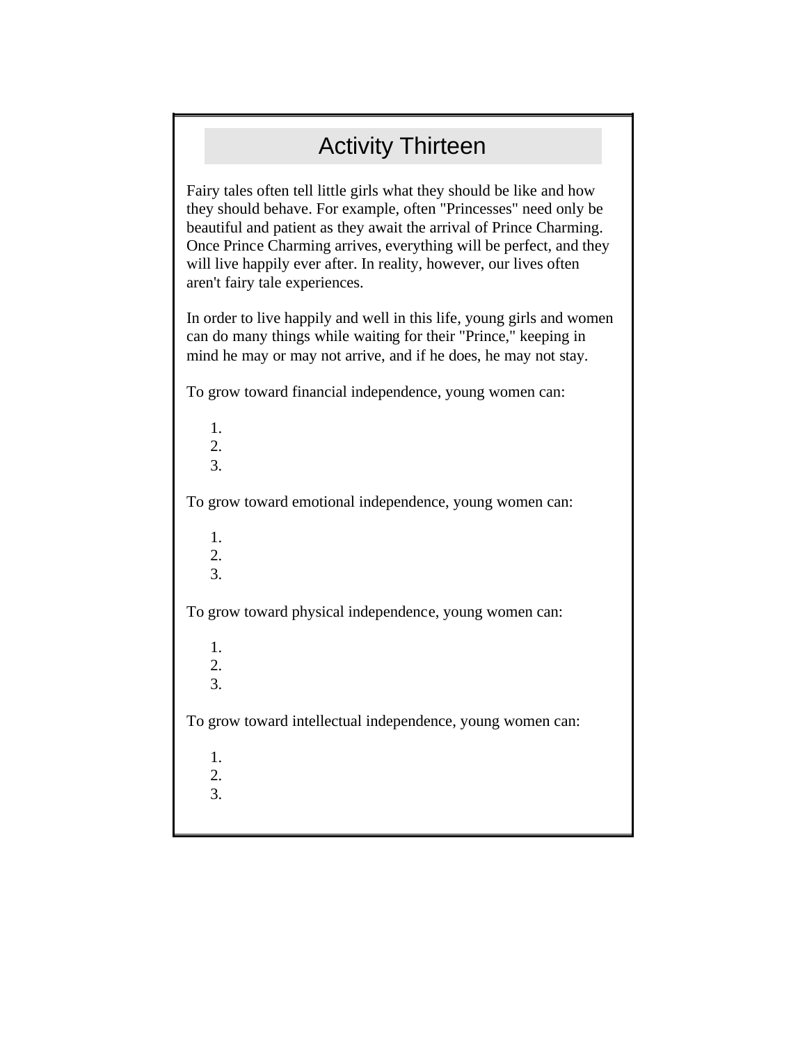# Activity Thirteen

Fairy tales often tell little girls what they should be like and how they should behave. For example, often "Princesses" need only be beautiful and patient as they await the arrival of Prince Charming. Once Prince Charming arrives, everything will be perfect, and they will live happily ever after. In reality, however, our lives often aren't fairy tale experiences.

In order to live happily and well in this life, young girls and women can do many things while waiting for their "Prince," keeping in mind he may or may not arrive, and if he does, he may not stay.

To grow toward financial independence, young women can:

1.
2.
3.

To grow toward emotional independence, young women can:

1.
2.
3.

To grow toward physical independence, young women can:

1.
2.
3.

To grow toward intellectual independence, young women can:

1.
2.
3.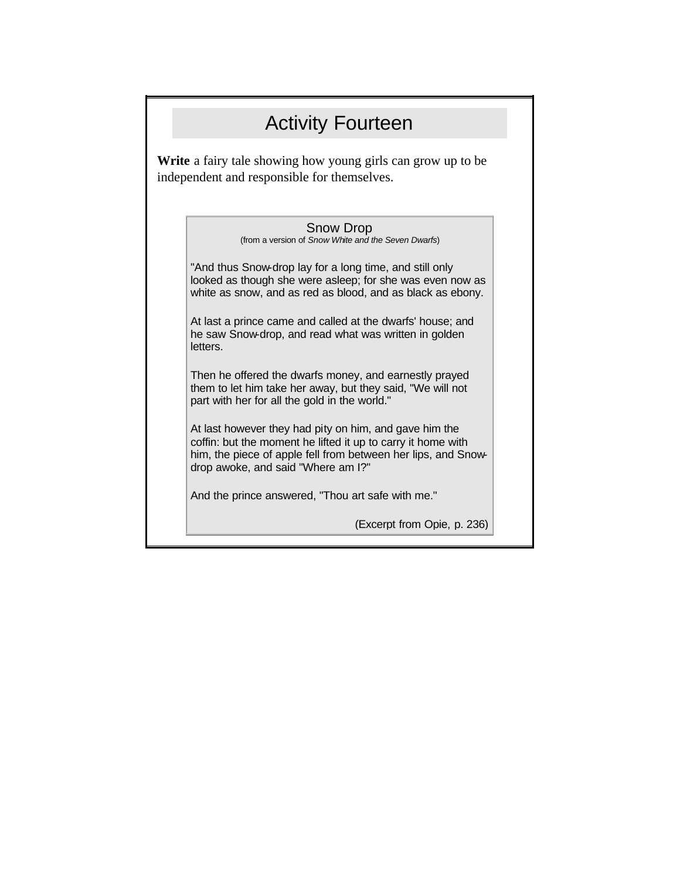# Activity Fourteen

**Write** a fairy tale showing how young girls can grow up to be independent and responsible for themselves.

### Snow Drop

(from a version of *Snow White and the Seven Dwarfs*)

"And thus Snow-drop lay for a long time, and still only looked as though she were asleep; for she was even now as white as snow, and as red as blood, and as black as ebony.

At last a prince came and called at the dwarfs' house; and he saw Snow-drop, and read what was written in golden letters.

Then he offered the dwarfs money, and earnestly prayed them to let him take her away, but they said, "We will not part with her for all the gold in the world."

At last however they had pity on him, and gave him the coffin: but the moment he lifted it up to carry it home with him, the piece of apple fell from between her lips, and Snow-drop awoke, and said "Where am I?"

And the prince answered, "Thou art safe with me."

(Excerpt from Opie, p. 236)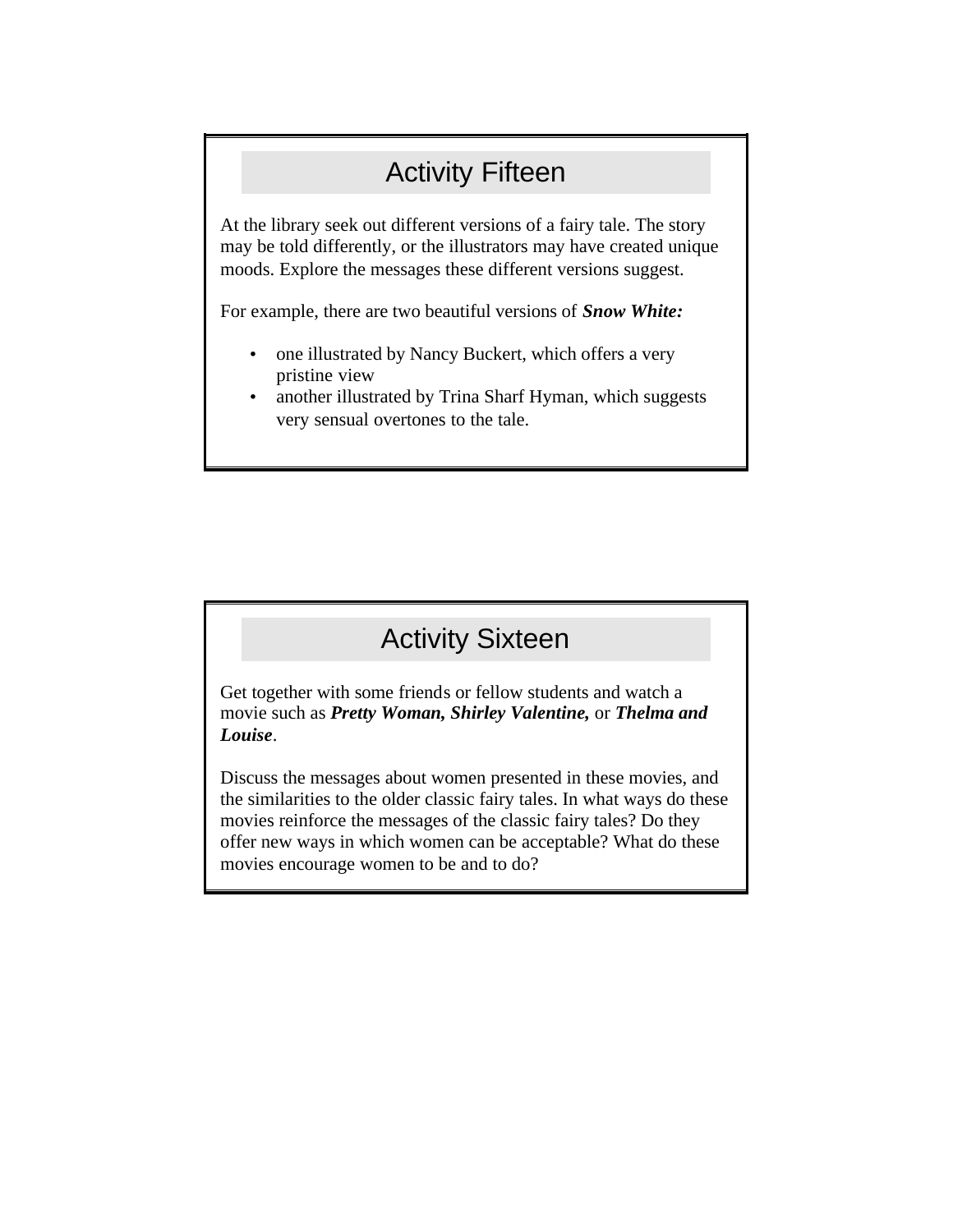## Activity Fifteen

At the library seek out different versions of a fairy tale. The story may be told differently, or the illustrators may have created unique moods. Explore the messages these different versions suggest.

For example, there are two beautiful versions of ***Snow White:***

- one illustrated by Nancy Buckert, which offers a very pristine view
- another illustrated by Trina Sharf Hyman, which suggests very sensual overtones to the tale.

## Activity Sixteen

Get together with some friends or fellow students and watch a movie such as ***Pretty Woman, Shirley Valentine,*** or ***Thelma and Louise***.

Discuss the messages about women presented in these movies, and the similarities to the older classic fairy tales. In what ways do these movies reinforce the messages of the classic fairy tales? Do they offer new ways in which women can be acceptable? What do these movies encourage women to be and to do?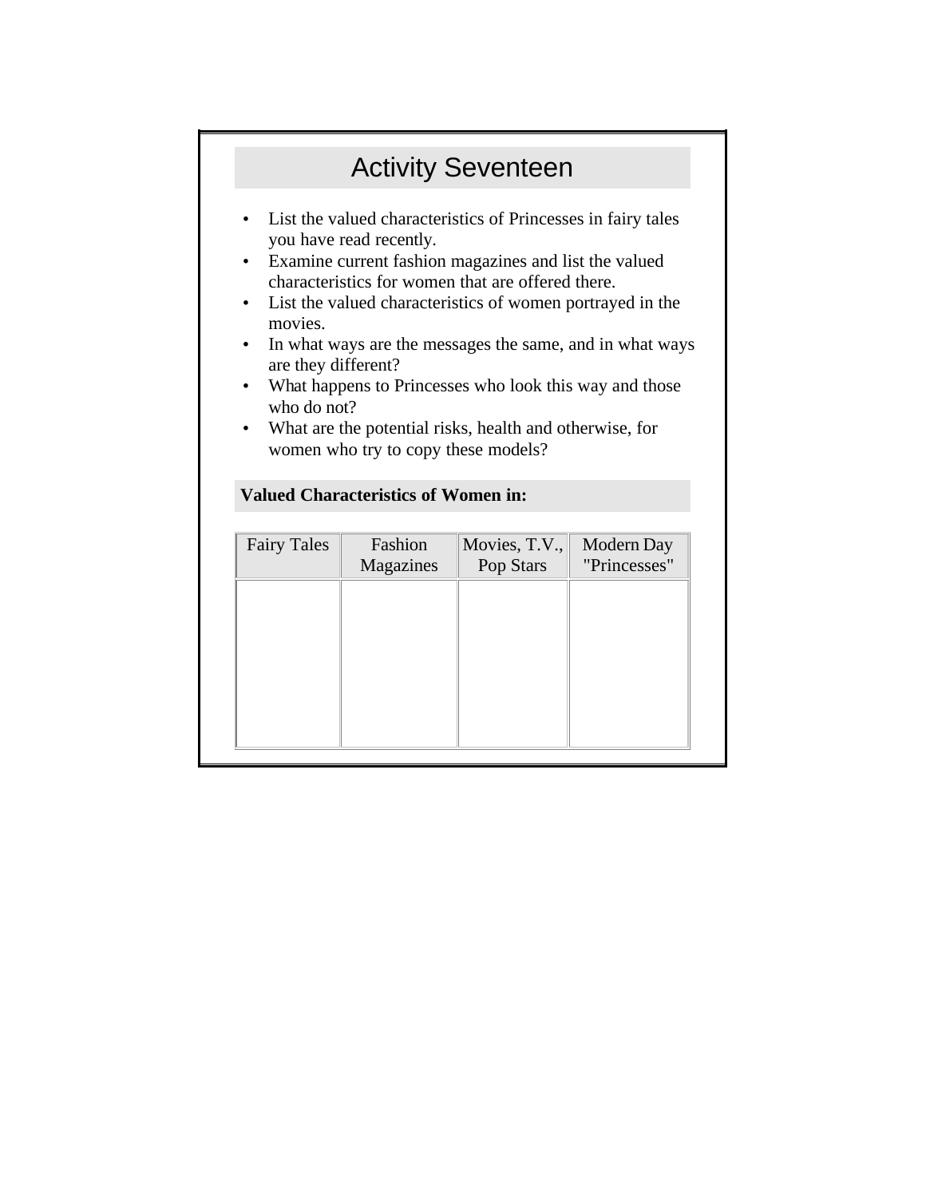# Activity Seventeen

- List the valued characteristics of Princesses in fairy tales you have read recently.
- Examine current fashion magazines and list the valued characteristics for women that are offered there.
- List the valued characteristics of women portrayed in the movies.
- In what ways are the messages the same, and in what ways are they different?
- What happens to Princesses who look this way and those who do not?
- What are the potential risks, health and otherwise, for women who try to copy these models?

**Valued Characteristics of Women in:**

| Fairy Tales | Fashion Magazines | Movies, T.V., Pop Stars | Modern Day "Princesses" |
|---|---|---|---|
| | | | |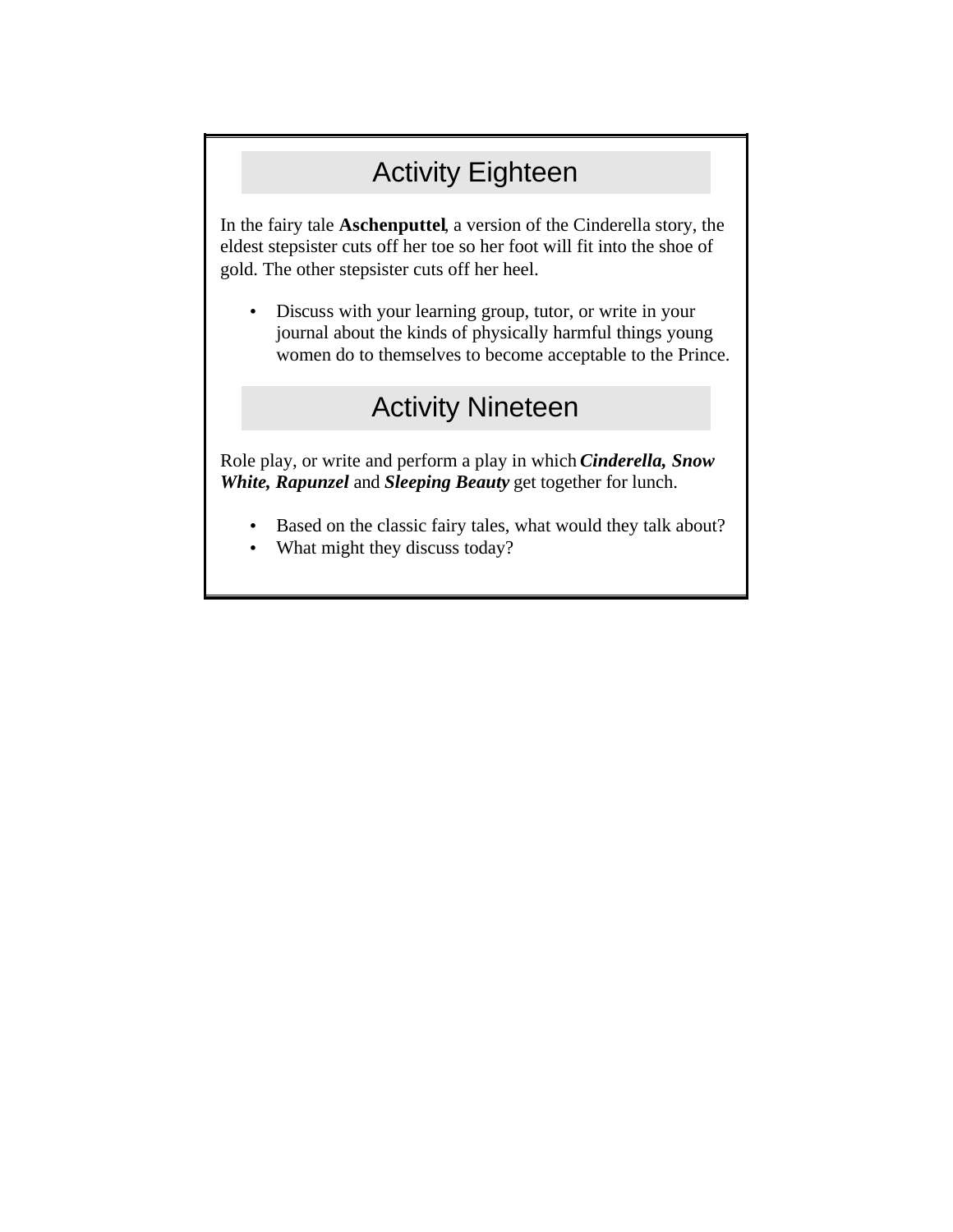## Activity Eighteen

In the fairy tale **Aschenputtel**, a version of the Cinderella story, the eldest stepsister cuts off her toe so her foot will fit into the shoe of gold. The other stepsister cuts off her heel.

- Discuss with your learning group, tutor, or write in your journal about the kinds of physically harmful things young women do to themselves to become acceptable to the Prince.

## Activity Nineteen

Role play, or write and perform a play in which ***Cinderella, Snow White, Rapunzel*** and ***Sleeping Beauty*** get together for lunch.

- Based on the classic fairy tales, what would they talk about?
- What might they discuss today?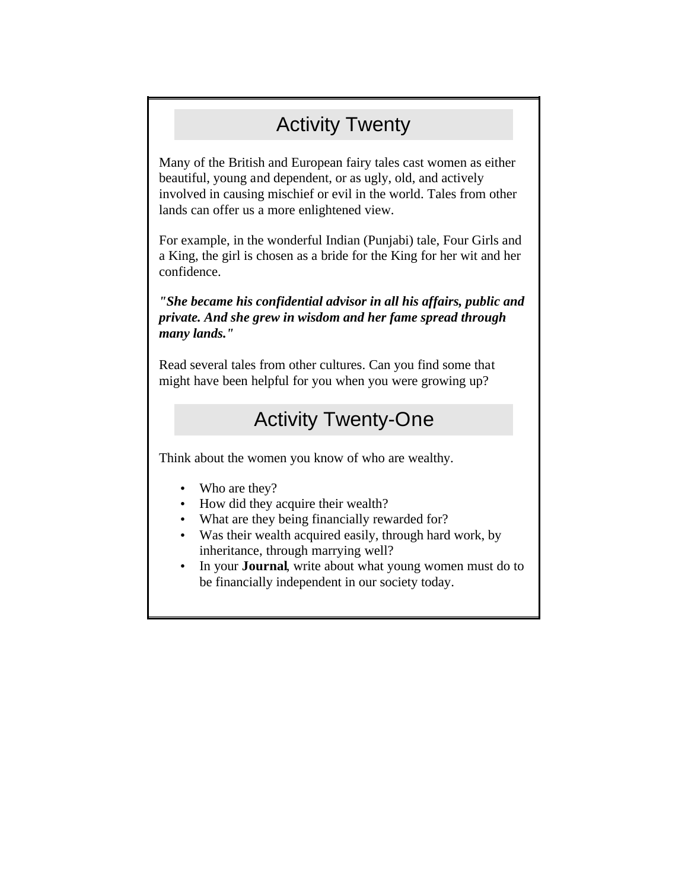## Activity Twenty

Many of the British and European fairy tales cast women as either beautiful, young and dependent, or as ugly, old, and actively involved in causing mischief or evil in the world. Tales from other lands can offer us a more enlightened view.

For example, in the wonderful Indian (Punjabi) tale, Four Girls and a King, the girl is chosen as a bride for the King for her wit and her confidence.

***"She became his confidential advisor in all his affairs, public and private. And she grew in wisdom and her fame spread through many lands."***

Read several tales from other cultures. Can you find some that might have been helpful for you when you were growing up?

## Activity Twenty-One

Think about the women you know of who are wealthy.

- Who are they?
- How did they acquire their wealth?
- What are they being financially rewarded for?
- Was their wealth acquired easily, through hard work, by inheritance, through marrying well?
- In your **Journal**, write about what young women must do to be financially independent in our society today.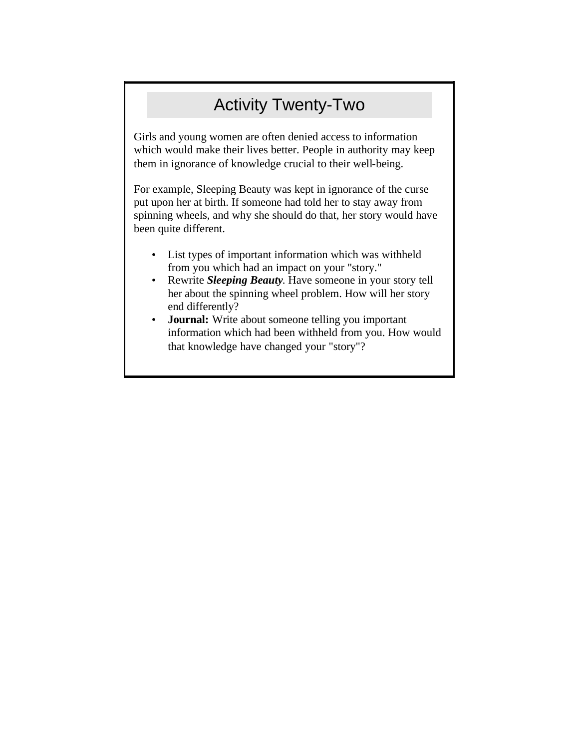# Activity Twenty-Two

Girls and young women are often denied access to information which would make their lives better. People in authority may keep them in ignorance of knowledge crucial to their well-being.

For example, Sleeping Beauty was kept in ignorance of the curse put upon her at birth. If someone had told her to stay away from spinning wheels, and why she should do that, her story would have been quite different.

- List types of important information which was withheld from you which had an impact on your "story."
- Rewrite ***Sleeping Beauty***. Have someone in your story tell her about the spinning wheel problem. How will her story end differently?
- **Journal:** Write about someone telling you important information which had been withheld from you. How would that knowledge have changed your "story"?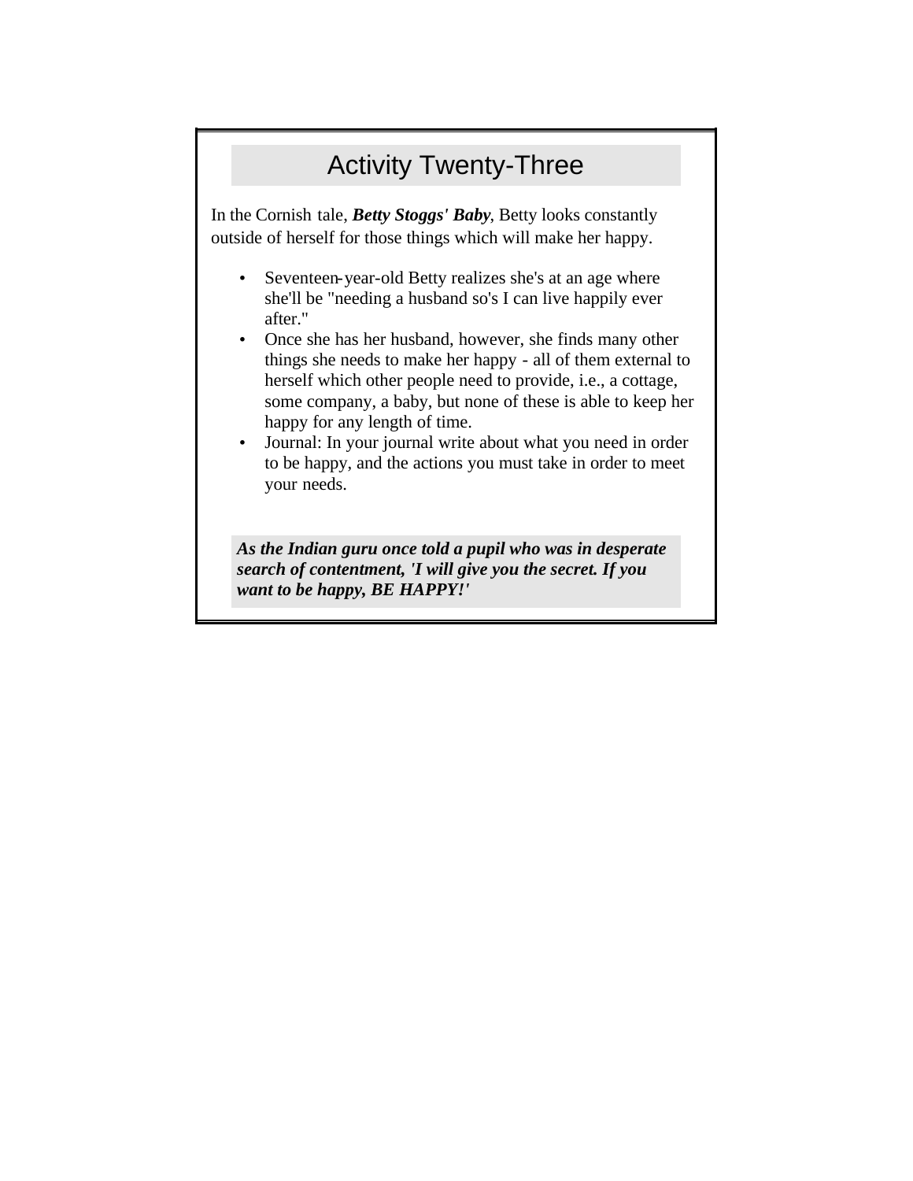## Activity Twenty-Three

In the Cornish tale, ***Betty Stoggs' Baby***, Betty looks constantly outside of herself for those things which will make her happy.

- Seventeen-year-old Betty realizes she's at an age where she'll be "needing a husband so's I can live happily ever after."
- Once she has her husband, however, she finds many other things she needs to make her happy - all of them external to herself which other people need to provide, i.e., a cottage, some company, a baby, but none of these is able to keep her happy for any length of time.
- Journal: In your journal write about what you need in order to be happy, and the actions you must take in order to meet your needs.

***As the Indian guru once told a pupil who was in desperate search of contentment, 'I will give you the secret. If you want to be happy, BE HAPPY!'***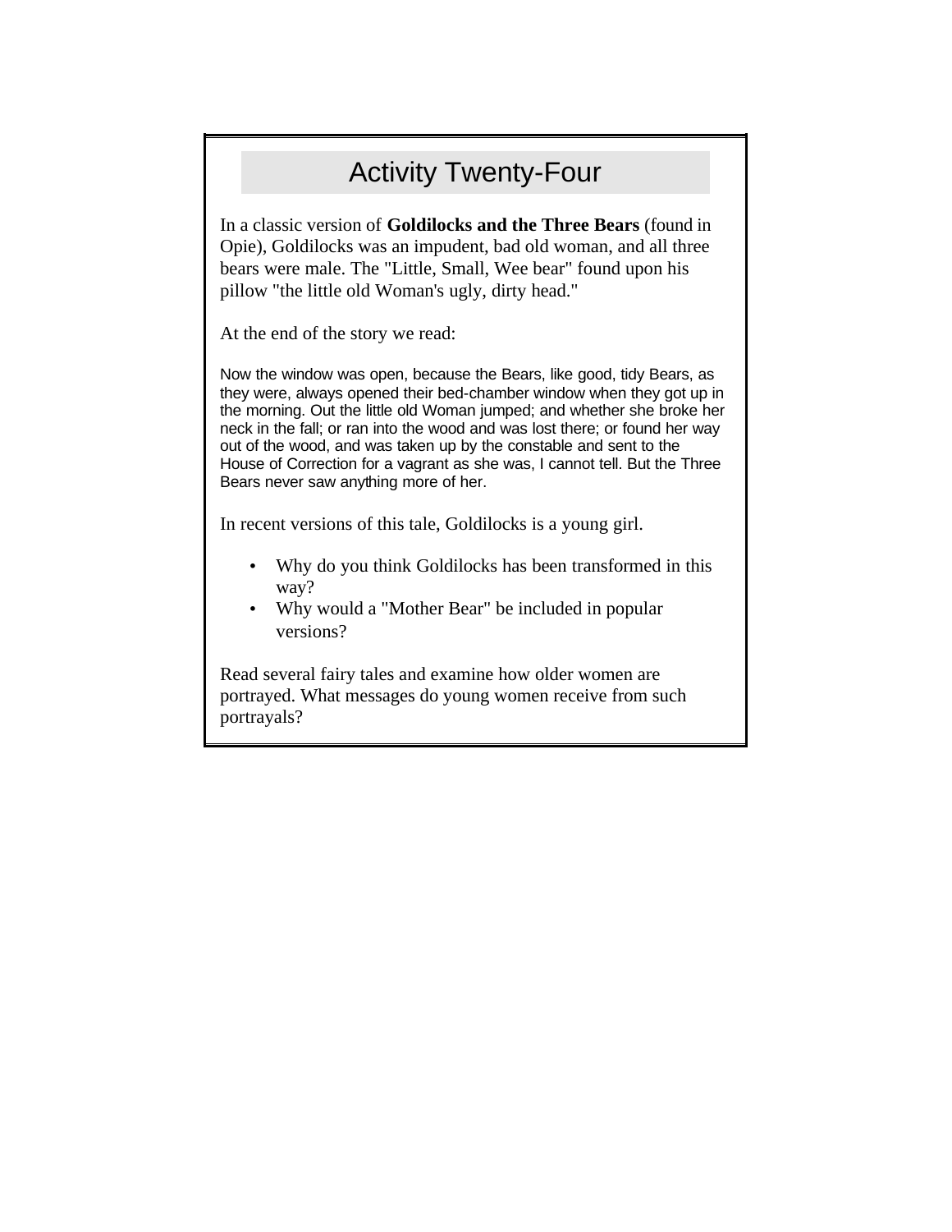# Activity Twenty-Four

In a classic version of **Goldilocks and the Three Bears** (found in Opie), Goldilocks was an impudent, bad old woman, and all three bears were male. The "Little, Small, Wee bear" found upon his pillow "the little old Woman's ugly, dirty head."

At the end of the story we read:

> Now the window was open, because the Bears, like good, tidy Bears, as they were, always opened their bed-chamber window when they got up in the morning. Out the little old Woman jumped; and whether she broke her neck in the fall; or ran into the wood and was lost there; or found her way out of the wood, and was taken up by the constable and sent to the House of Correction for a vagrant as she was, I cannot tell. But the Three Bears never saw anything more of her.

In recent versions of this tale, Goldilocks is a young girl.

- Why do you think Goldilocks has been transformed in this way?
- Why would a "Mother Bear" be included in popular versions?

Read several fairy tales and examine how older women are portrayed. What messages do young women receive from such portrayals?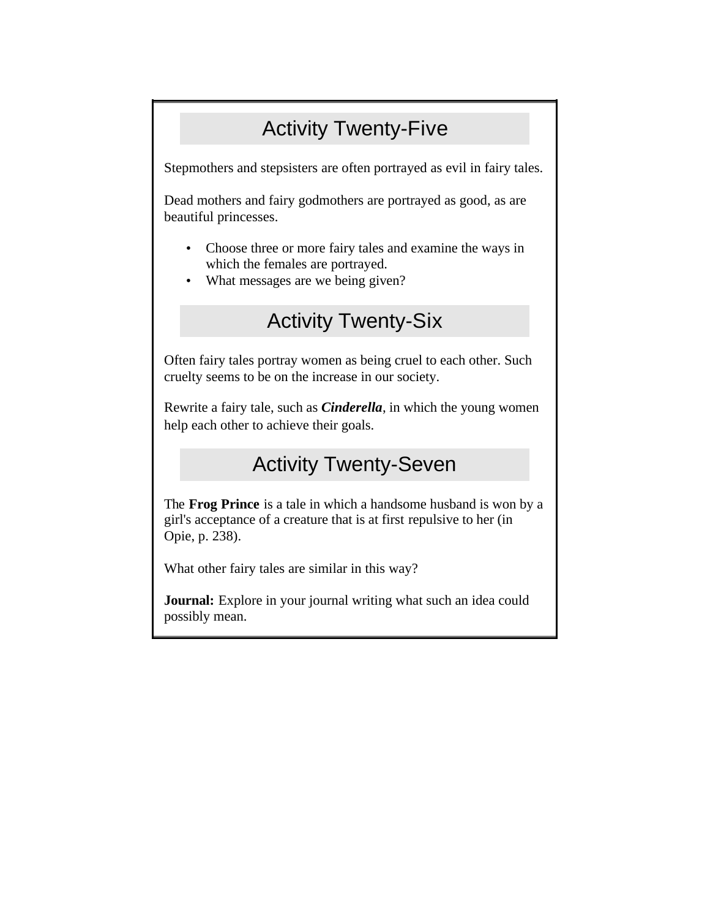## Activity Twenty-Five

Stepmothers and stepsisters are often portrayed as evil in fairy tales.

Dead mothers and fairy godmothers are portrayed as good, as are beautiful princesses.

- Choose three or more fairy tales and examine the ways in which the females are portrayed.
- What messages are we being given?

## Activity Twenty-Six

Often fairy tales portray women as being cruel to each other. Such cruelty seems to be on the increase in our society.

Rewrite a fairy tale, such as ***Cinderella***, in which the young women help each other to achieve their goals.

## Activity Twenty-Seven

The **Frog Prince** is a tale in which a handsome husband is won by a girl's acceptance of a creature that is at first repulsive to her (in Opie, p. 238).

What other fairy tales are similar in this way?

**Journal:** Explore in your journal writing what such an idea could possibly mean.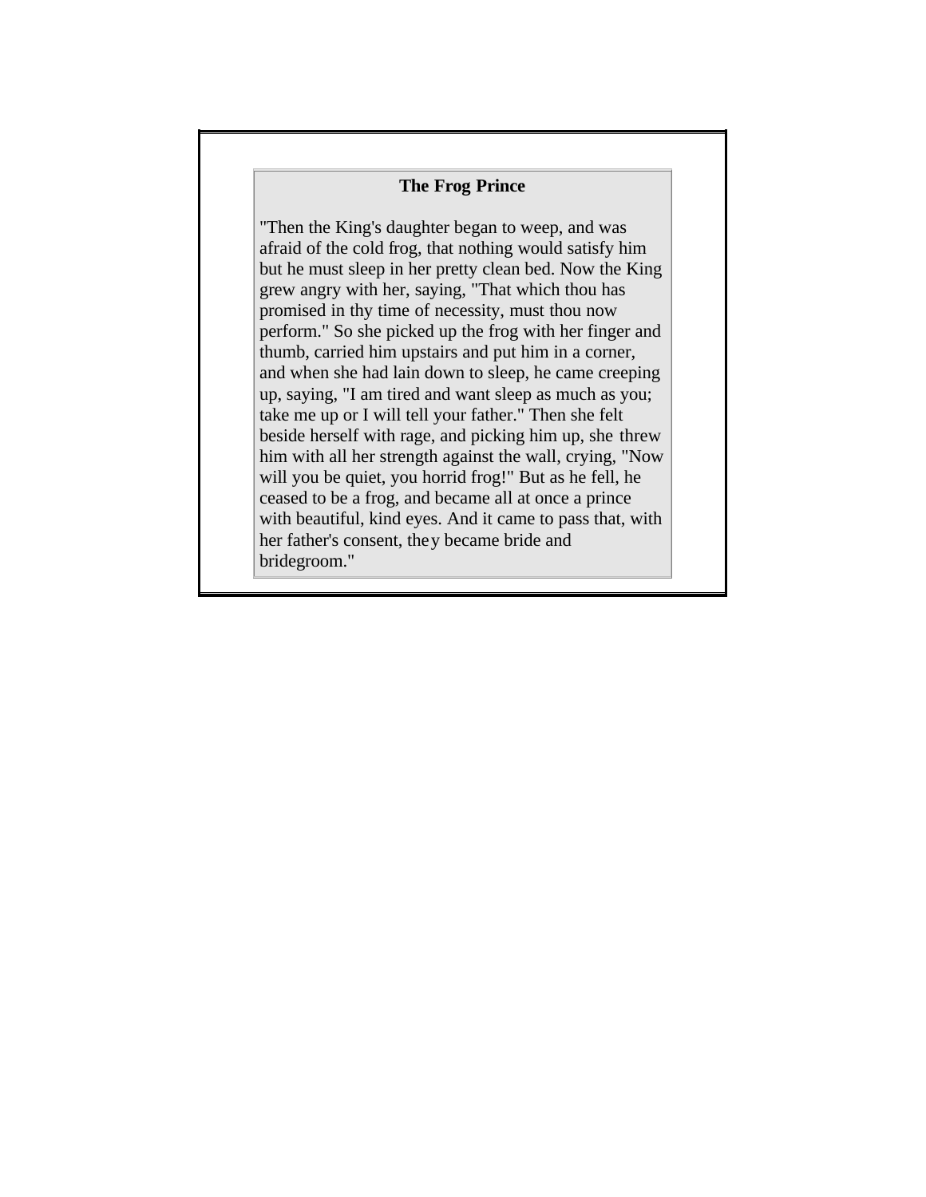**The Frog Prince**

"Then the King's daughter began to weep, and was afraid of the cold frog, that nothing would satisfy him but he must sleep in her pretty clean bed. Now the King grew angry with her, saying, "That which thou has promised in thy time of necessity, must thou now perform." So she picked up the frog with her finger and thumb, carried him upstairs and put him in a corner, and when she had lain down to sleep, he came creeping up, saying, "I am tired and want sleep as much as you; take me up or I will tell your father." Then she felt beside herself with rage, and picking him up, she threw him with all her strength against the wall, crying, "Now will you be quiet, you horrid frog!" But as he fell, he ceased to be a frog, and became all at once a prince with beautiful, kind eyes. And it came to pass that, with her father's consent, they became bride and bridegroom."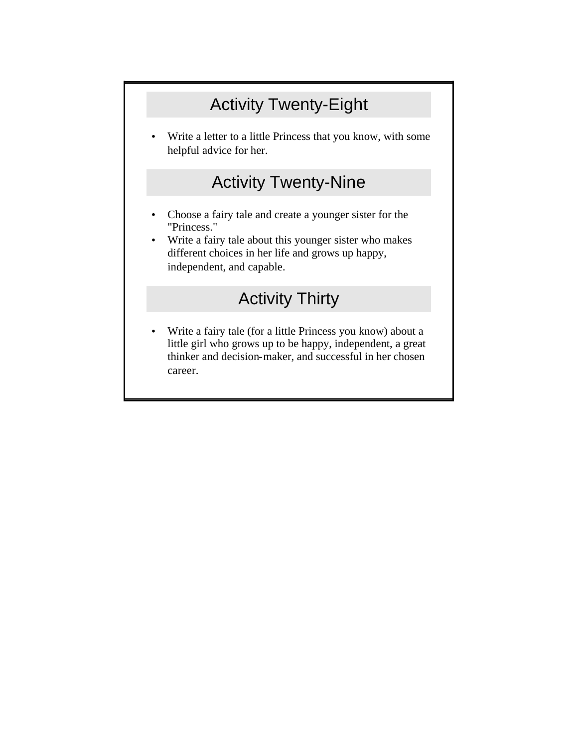## Activity Twenty-Eight

- Write a letter to a little Princess that you know, with some helpful advice for her.

## Activity Twenty-Nine

- Choose a fairy tale and create a younger sister for the "Princess."
- Write a fairy tale about this younger sister who makes different choices in her life and grows up happy, independent, and capable.

## Activity Thirty

- Write a fairy tale (for a little Princess you know) about a little girl who grows up to be happy, independent, a great thinker and decision-maker, and successful in her chosen career.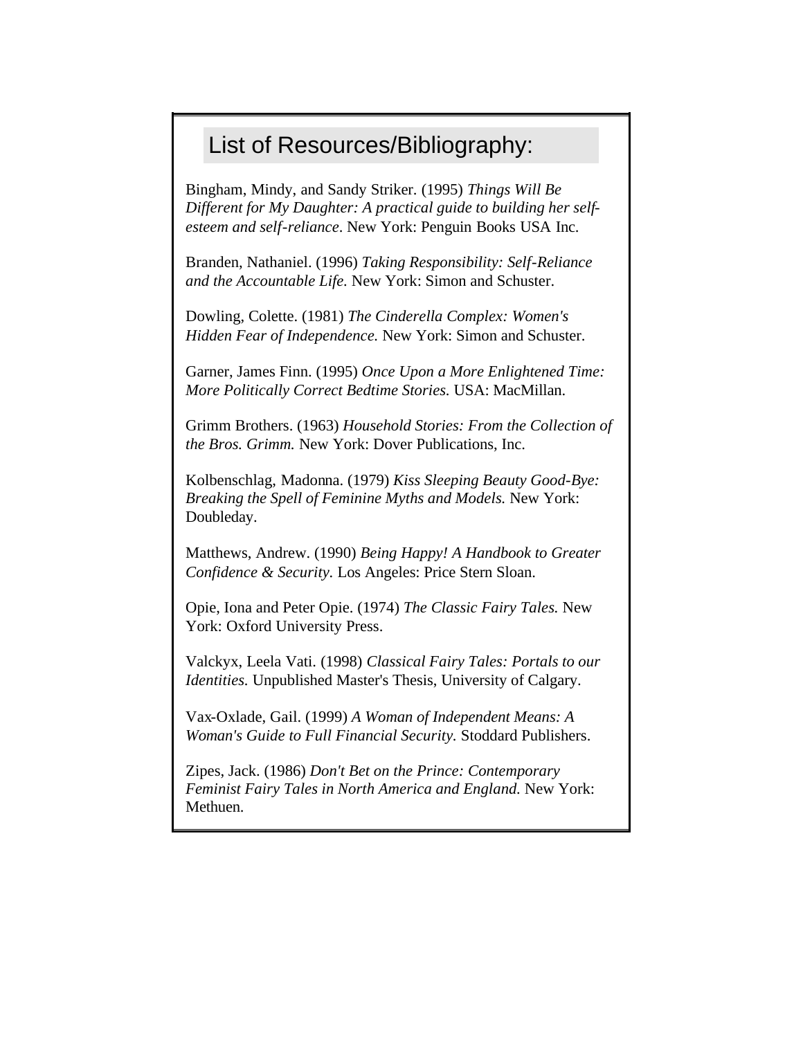## List of Resources/Bibliography:

Bingham, Mindy, and Sandy Striker. (1995) *Things Will Be Different for My Daughter: A practical guide to building her self-esteem and self-reliance*. New York: Penguin Books USA Inc.

Branden, Nathaniel. (1996) *Taking Responsibility: Self-Reliance and the Accountable Life.* New York: Simon and Schuster.

Dowling, Colette. (1981) *The Cinderella Complex: Women's Hidden Fear of Independence.* New York: Simon and Schuster.

Garner, James Finn. (1995) *Once Upon a More Enlightened Time: More Politically Correct Bedtime Stories.* USA: MacMillan.

Grimm Brothers. (1963) *Household Stories: From the Collection of the Bros. Grimm.* New York: Dover Publications, Inc.

Kolbenschlag, Madonna. (1979) *Kiss Sleeping Beauty Good-Bye: Breaking the Spell of Feminine Myths and Models.* New York: Doubleday.

Matthews, Andrew. (1990) *Being Happy! A Handbook to Greater Confidence & Security.* Los Angeles: Price Stern Sloan.

Opie, Iona and Peter Opie. (1974) *The Classic Fairy Tales.* New York: Oxford University Press.

Valckyx, Leela Vati. (1998) *Classical Fairy Tales: Portals to our Identities.* Unpublished Master's Thesis, University of Calgary.

Vax-Oxlade, Gail. (1999) *A Woman of Independent Means: A Woman's Guide to Full Financial Security.* Stoddard Publishers.

Zipes, Jack. (1986) *Don't Bet on the Prince: Contemporary Feminist Fairy Tales in North America and England.* New York: Methuen.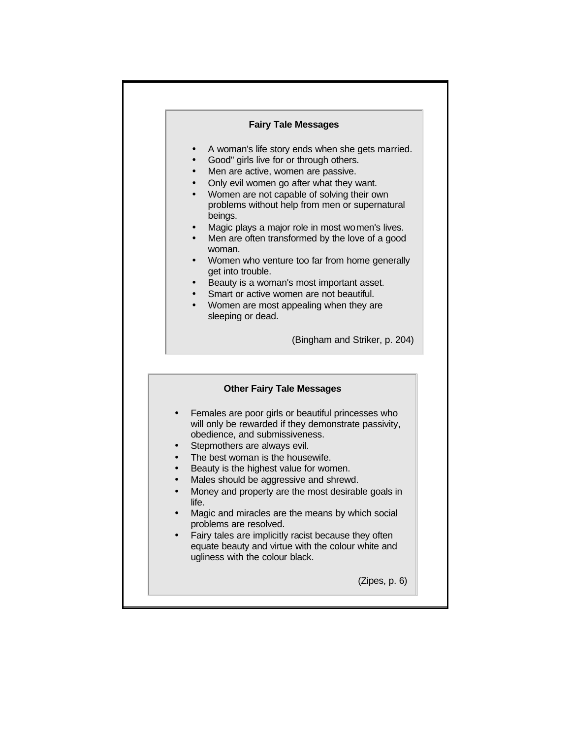**Fairy Tale Messages**

- A woman's life story ends when she gets married.
- Good" girls live for or through others.
- Men are active, women are passive.
- Only evil women go after what they want.
- Women are not capable of solving their own problems without help from men or supernatural beings.
- Magic plays a major role in most women's lives.
- Men are often transformed by the love of a good woman.
- Women who venture too far from home generally get into trouble.
- Beauty is a woman's most important asset.
- Smart or active women are not beautiful.
- Women are most appealing when they are sleeping or dead.

(Bingham and Striker, p. 204)

**Other Fairy Tale Messages**

- Females are poor girls or beautiful princesses who will only be rewarded if they demonstrate passivity, obedience, and submissiveness.
- Stepmothers are always evil.
- The best woman is the housewife.
- Beauty is the highest value for women.
- Males should be aggressive and shrewd.
- Money and property are the most desirable goals in life.
- Magic and miracles are the means by which social problems are resolved.
- Fairy tales are implicitly racist because they often equate beauty and virtue with the colour white and ugliness with the colour black.

(Zipes, p. 6)